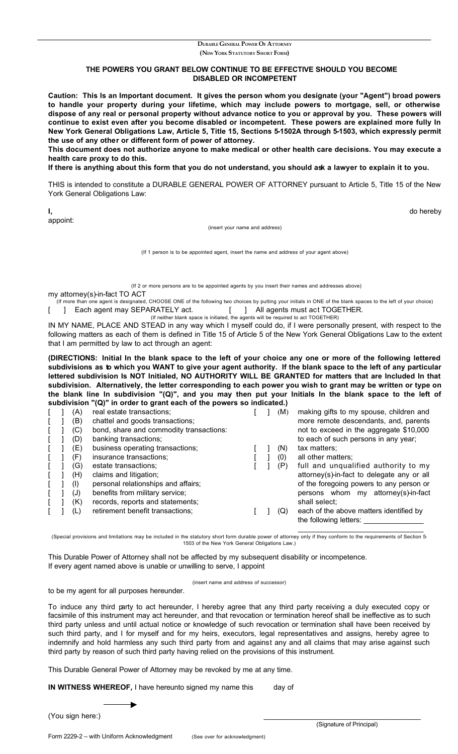**Durable General Power Of Attorney**
**(New York Statutory Short Form)**

**THE POWERS YOU GRANT BELOW CONTINUE TO BE EFFECTIVE SHOULD YOU BECOME DISABLED OR INCOMPETENT**

**Caution: This Is an Important document. It gives the person whom you designate (your "Agent") broad powers to handle your property during your lifetime, which may include powers to mortgage, sell, or otherwise dispose of any real or personal property without advance notice to you or approval by you. These powers will continue to exist even after you become disabled or incompetent. These powers are explained more fully In New York General Obligations Law, Article 5, Title 15, Sections 5-1502A through 5-1503, which expressly permit the use of any other or different form of power of attorney.**

**This document does not authorize anyone to make medical or other health care decisions. You may execute a health care proxy to do this.**

**If there is anything about this form that you do not understand, you should ask a lawyer to explain it to you.**

THIS is intended to constitute a DURABLE GENERAL POWER OF ATTORNEY pursuant to Article 5, Title 15 of the New York General Obligations Law:

**I,** do hereby appoint:

(insert your name and address)

(If 1 person is to be appointed agent, insert the name and address of your agent above)

(If 2 or more persons are to be appointed agents by you insert their names and addresses above)

my attorney(s)-in-fact TO ACT

(If more than one agent is designated, CHOOSE ONE of the following two choices by putting your initials in ONE of the blank spaces to the left of your choice)

[ ] Each agent may SEPARATELY act. [ ] All agents must act TOGETHER.

(If neither blank space is initialed, the agents will be required to act TOGETHER)

IN MY NAME, PLACE AND STEAD in any way which I myself could do, if I were personally present, with respect to the following matters as each of them is defined in Title 15 of Article 5 of the New York General Obligations Law to the extent that I am permitted by law to act through an agent:

**(DIRECTIONS: Initial In the blank space to the left of your choice any one or more of the following lettered subdivisions as to which you WANT to give your agent authority. If the blank space to the left of any particular lettered subdivision Is NOT Initialed, NO AUTHORITY WILL BE GRANTED for matters that are Included In that subdivision. Alternatively, the letter corresponding to each power you wish to grant may be written or type on the blank line In subdivision "(Q)", and you may then put your Initials In the blank space to the left of subdivision "(Q)" in order to grant each of the powers so indicated.)**

[ ] (A) real estate transactions;
[ ] (B) chattel and goods transactions;
[ ] (C) bond, share and commodity transactions:
[ ] (D) banking transactions;
[ ] (E) business operating transactions;
[ ] (F) insurance transactions;
[ ] (G) estate transactions;
[ ] (H) claims and litigation;
[ ] (I) personal relationships and affairs;
[ ] (J) benefits from military service;
[ ] (K) records, reports and statements;
[ ] (L) retirement benefit transactions;
[ ] (M) making gifts to my spouse, children and more remote descendants, and, parents not to exceed in the aggregate $10,000 to each of such persons in any year;
[ ] (N) tax matters;
[ ] (0) all other matters;
[ ] (P) full and unqualified authority to my attorney(s)-in-fact to delegate any or all of the foregoing powers to any person or persons whom my attorney(s)-in-fact shall select;
[ ] (Q) each of the above matters identified by the following letters: ______________

(Special provisions and limitations may be included in the statutory short form durable power of attorney only if they conform to the requirements of Section 5-1503 of the New York General Obligations Law.)

This Durable Power of Attorney shall not be affected by my subsequent disability or incompetence.

If every agent named above is unable or unwilling to serve, I appoint

(insert name and address of successor)

to be my agent for all purposes hereunder.

To induce any third party to act hereunder, I hereby agree that any third party receiving a duly executed copy or facsimile of this instrument may act hereunder, and that revocation or termination hereof shall be ineffective as to such third party unless and until actual notice or knowledge of such revocation or termination shall have been received by such third party, and I for myself and for my heirs, executors, legal representatives and assigns, hereby agree to indemnify and hold harmless any such third party from and against any and all claims that may arise against such third party by reason of such third party having relied on the provisions of this instrument.

This Durable General Power of Attorney may be revoked by me at any time.

**IN WITNESS WHEREOF,** I have hereunto signed my name this day of

(You sign here:) ______________________________
(Signature of Principal)

Form 2229-2 – with Uniform Acknowledgment (See over for acknowledgment)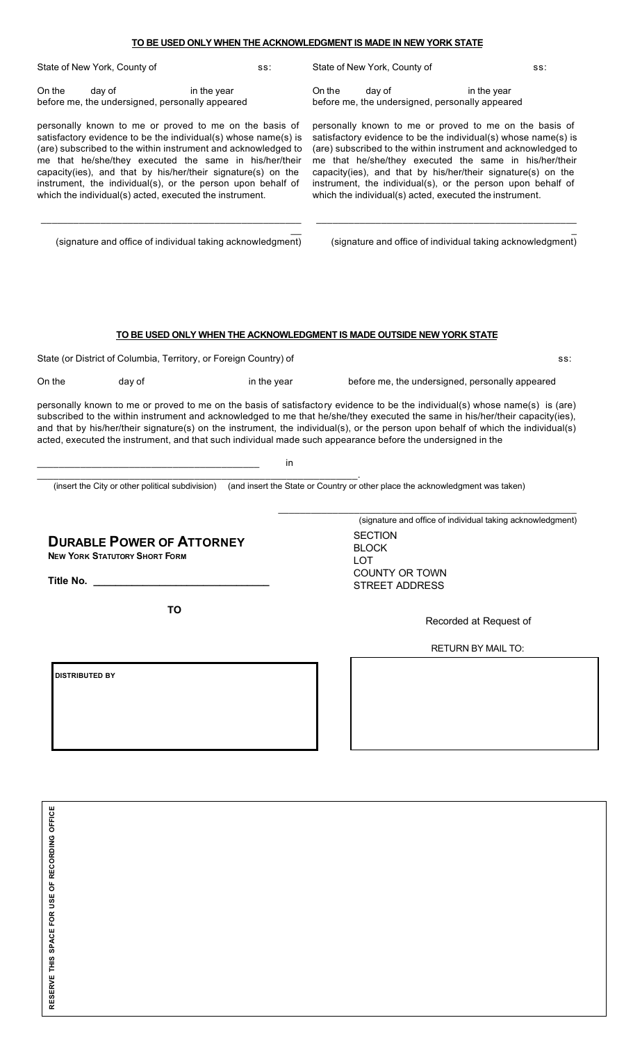**TO BE USED ONLY WHEN THE ACKNOWLEDGMENT IS MADE IN NEW YORK STATE**

State of New York, County of ss:

On the day of in the year
before me, the undersigned, personally appeared

personally known to me or proved to me on the basis of satisfactory evidence to be the individual(s) whose name(s) is (are) subscribed to the within instrument and acknowledged to me that he/she/they executed the same in his/her/their capacity(ies), and that by his/her/their signature(s) on the instrument, the individual(s), or the person upon behalf of which the individual(s) acted, executed the instrument.

\_\_\_\_\_\_\_\_\_\_\_\_\_\_\_\_\_\_\_\_\_\_\_\_\_\_\_\_\_\_\_\_\_\_\_\_\_\_\_\_\_\_\_\_\_\_\_\_

(signature and office of individual taking acknowledgment)

State of New York, County of ss:

On the day of in the year
before me, the undersigned, personally appeared

personally known to me or proved to me on the basis of satisfactory evidence to be the individual(s) whose name(s) is (are) subscribed to the within instrument and acknowledged to me that he/she/they executed the same in his/her/their capacity(ies), and that by his/her/their signature(s) on the instrument, the individual(s), or the person upon behalf of which the individual(s) acted, executed the instrument.

\_\_\_\_\_\_\_\_\_\_\_\_\_\_\_\_\_\_\_\_\_\_\_\_\_\_\_\_\_\_\_\_\_\_\_\_\_\_\_\_\_\_\_\_\_\_\_\_

(signature and office of individual taking acknowledgment)

**TO BE USED ONLY WHEN THE ACKNOWLEDGMENT IS MADE OUTSIDE NEW YORK STATE**

State (or District of Columbia, Territory, or Foreign Country) of ss:

On the day of in the year before me, the undersigned, personally appeared

personally known to me or proved to me on the basis of satisfactory evidence to be the individual(s) whose name(s) is (are) subscribed to the within instrument and acknowledged to me that he/she/they executed the same in his/her/their capacity(ies), and that by his/her/their signature(s) on the instrument, the individual(s), or the person upon behalf of which the individual(s) acted, executed the instrument, and that such individual made such appearance before the undersigned in the

\_\_\_\_\_\_\_\_\_\_\_\_\_\_\_\_\_\_\_\_\_\_\_\_\_\_\_\_\_\_\_\_\_\_\_\_\_\_\_\_ in \_\_\_\_\_\_\_\_\_\_\_\_\_\_\_\_\_\_\_\_\_\_\_\_\_\_\_\_\_\_\_\_\_\_\_\_\_\_\_\_.

(insert the City or other political subdivision) (and insert the State or Country or other place the acknowledgment was taken)

\_\_\_\_\_\_\_\_\_\_\_\_\_\_\_\_\_\_\_\_\_\_\_\_\_\_\_\_\_\_\_\_\_\_\_\_\_\_\_\_\_\_\_\_\_\_\_\_

(signature and office of individual taking acknowledgment)

## DURABLE POWER OF ATTORNEY

**NEW YORK STATUTORY SHORT FORM**

**Title No.** \_\_\_\_\_\_\_\_\_\_\_\_\_\_\_\_\_\_\_\_\_\_\_\_\_\_\_\_

**TO**

SECTION
BLOCK
LOT
COUNTY OR TOWN
STREET ADDRESS

Recorded at Request of

RETURN BY MAIL TO:

**DISTRIBUTED BY**

**RESERVE THIS SPACE FOR USE OF RECORDING OFFICE**